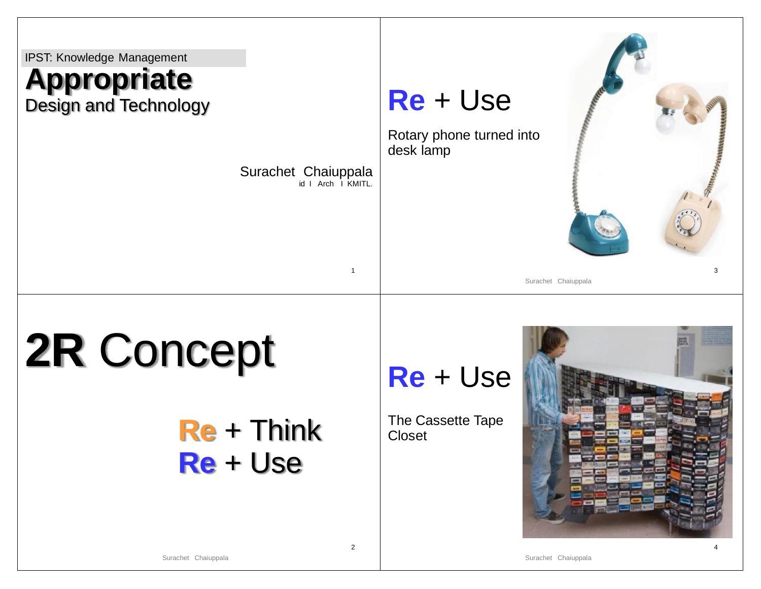IPST: Knowledge Management

# Appropriate
## Design and Technology

Surachet Chaiuppala
id I Arch I KMITL.

---

# 2R Concept

**Re** + Think
**Re** + Use

---

# **Re** + Use

Rotary phone turned into desk lamp

---

# **Re** + Use

The Cassette Tape Closet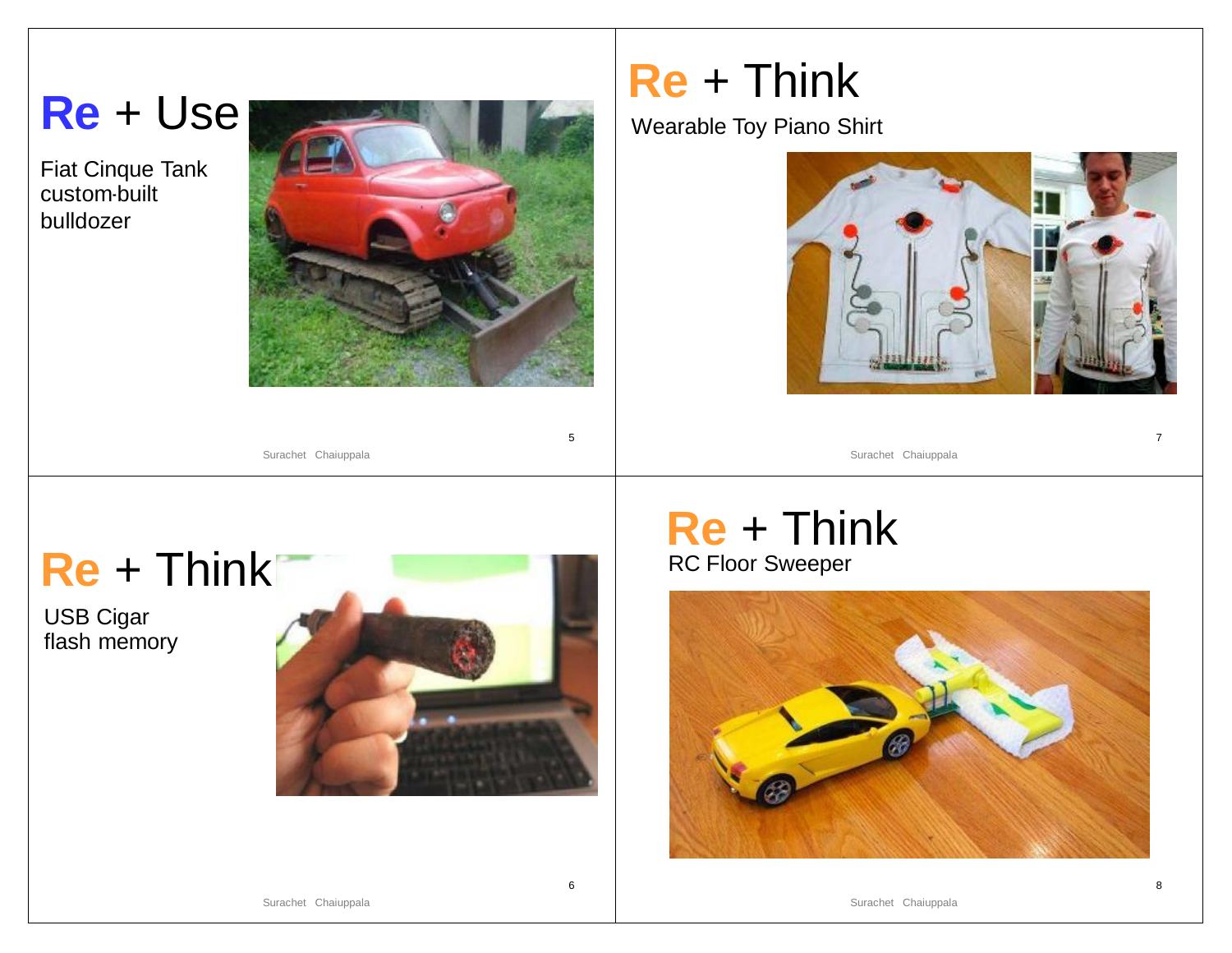# Re + Use

Fiat Cinque Tank custom-built bulldozer

# Re + Think

USB Cigar flash memory

# Re + Think

Wearable Toy Piano Shirt

# Re + Think

RC Floor Sweeper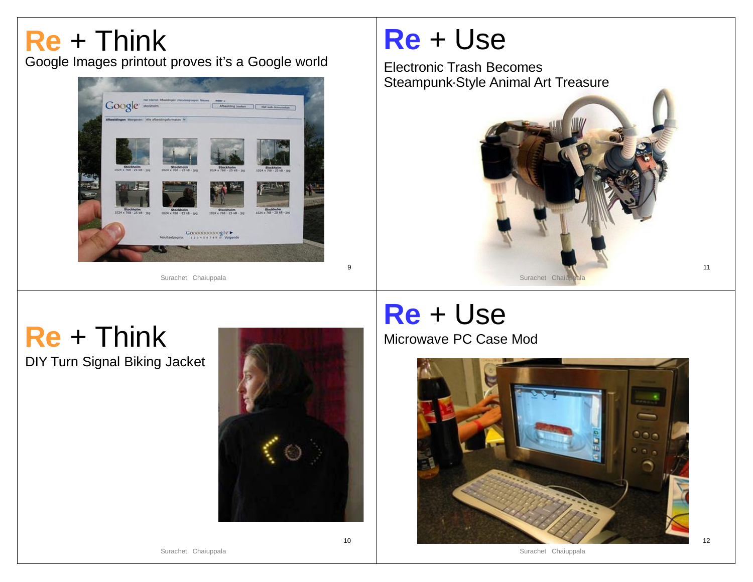# Re + Think

Google Images printout proves it's a Google world

# Re + Think

DIY Turn Signal Biking Jacket

# Re + Use

Electronic Trash Becomes Steampunk-Style Animal Art Treasure

# Re + Use

Microwave PC Case Mod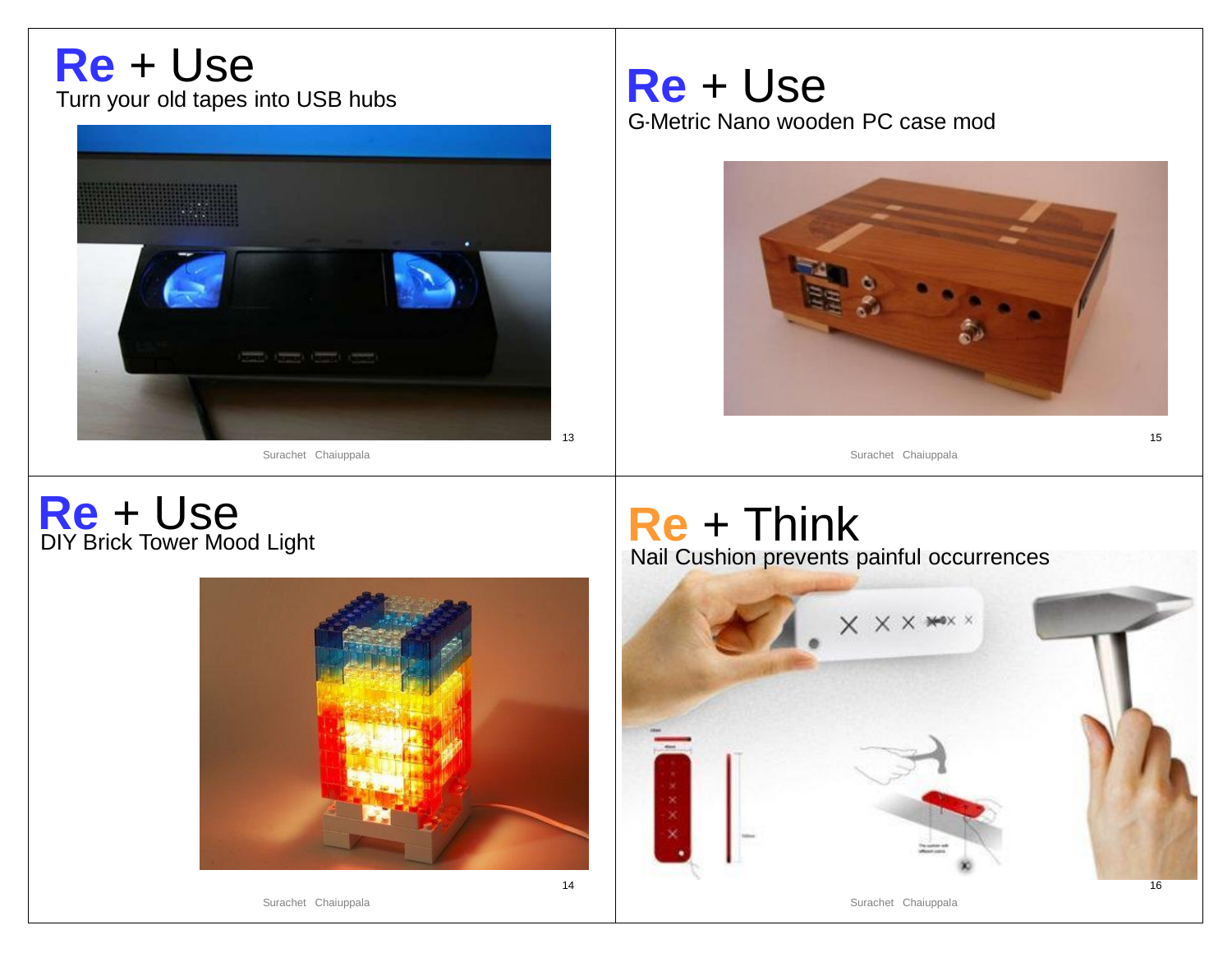# Re + Use

Turn your old tapes into USB hubs

# Re + Use

DIY Brick Tower Mood Light

# Re + Use

G-Metric Nano wooden PC case mod

# Re + Think

Nail Cushion prevents painful occurrences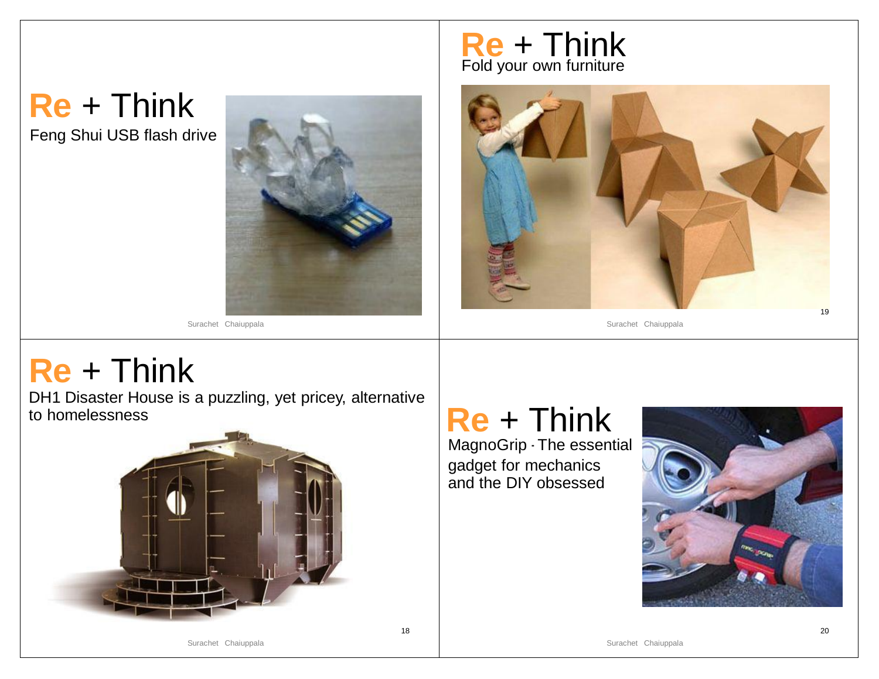## Re + Think

Feng Shui USB flash drive

## Re + Think

Fold your own furniture

## Re + Think

DH1 Disaster House is a puzzling, yet pricey, alternative to homelessness

## Re + Think

MagnoGrip - The essential gadget for mechanics and the DIY obsessed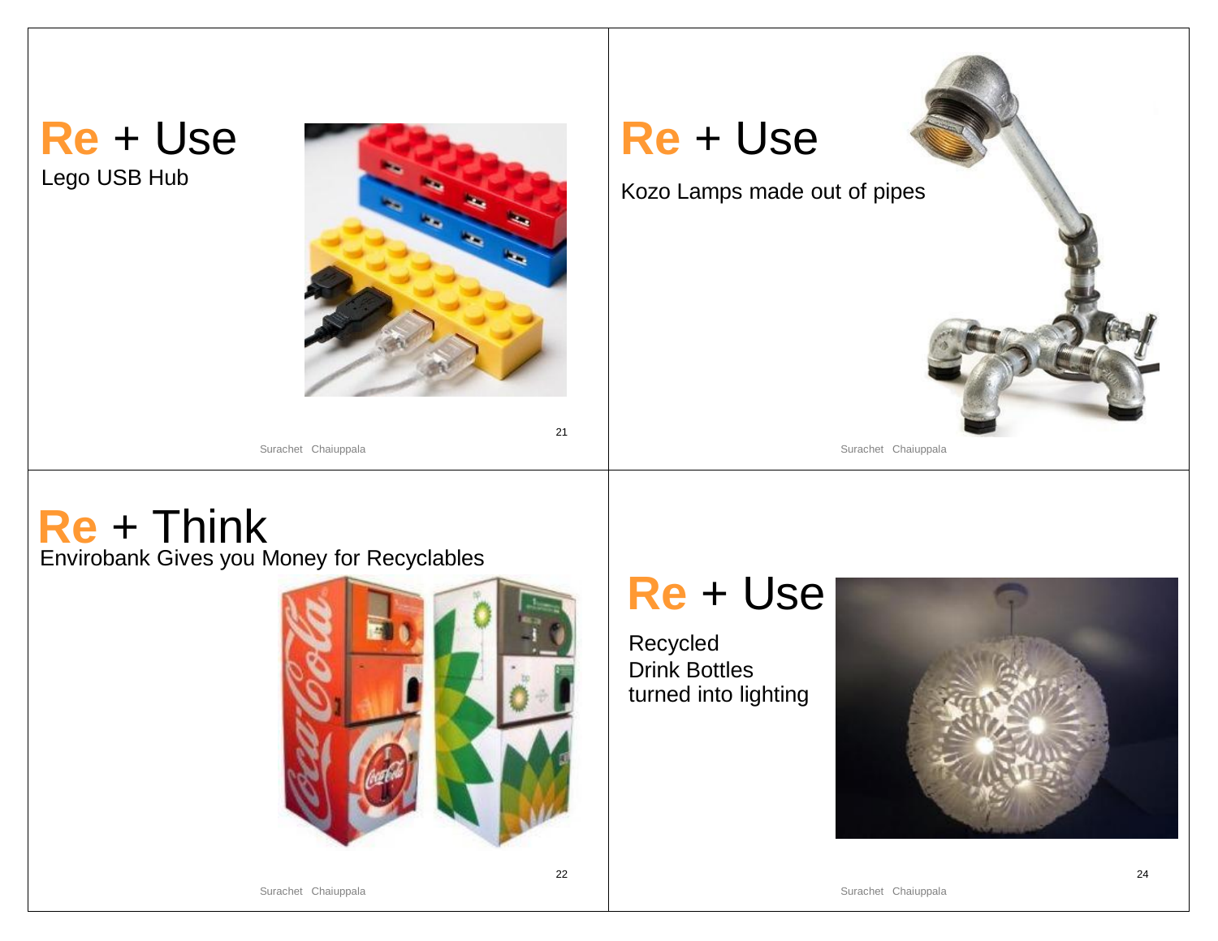## Re + Use

Lego USB Hub

## Re + Use

Kozo Lamps made out of pipes

## Re + Think

Envirobank Gives you Money for Recyclables

## Re + Use

Recycled
Drink Bottles
turned into lighting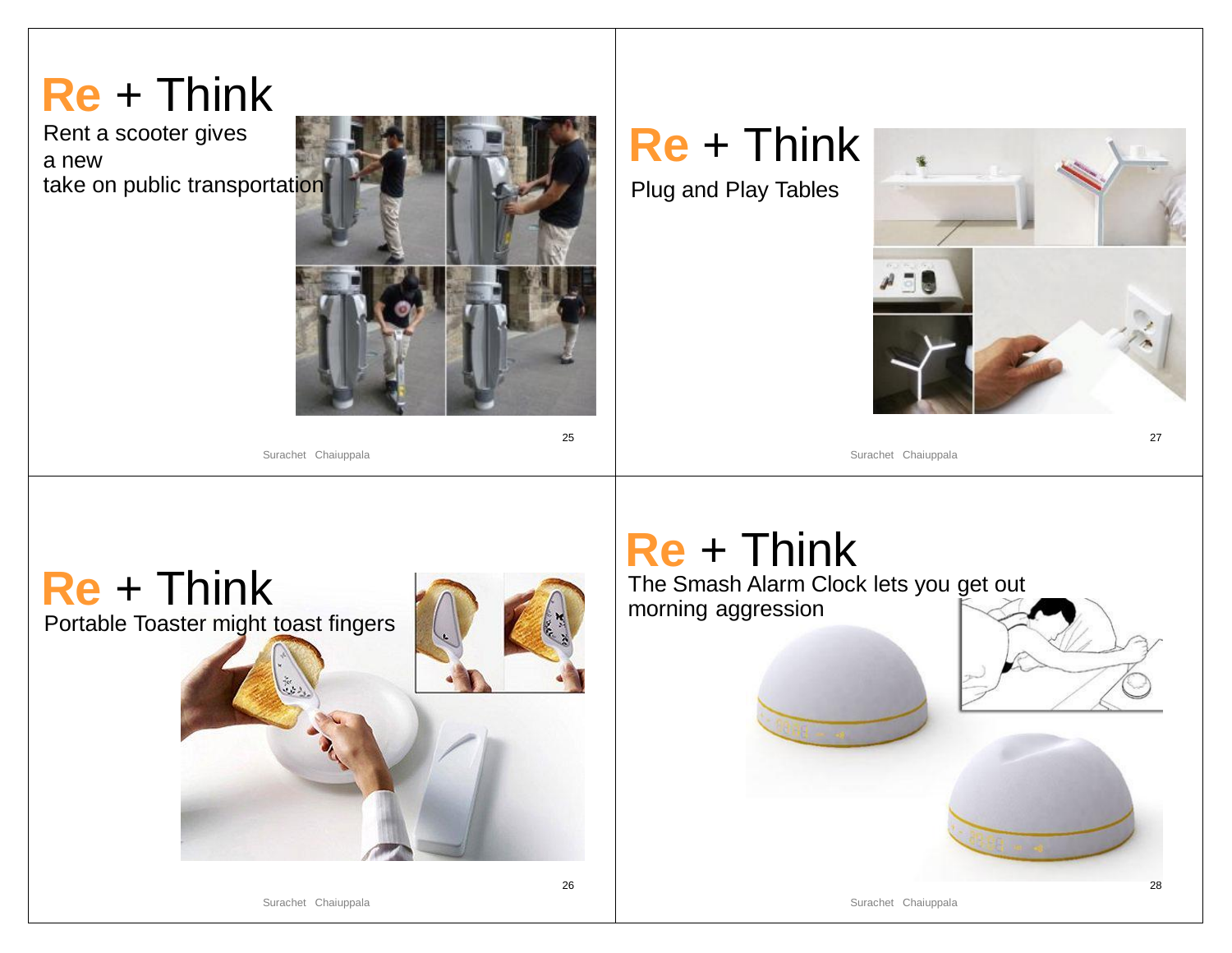## Re + Think

Rent a scooter gives a new take on public transportation

## Re + Think

Portable Toaster might toast fingers

## Re + Think

Plug and Play Tables

## Re + Think

The Smash Alarm Clock lets you get out morning aggression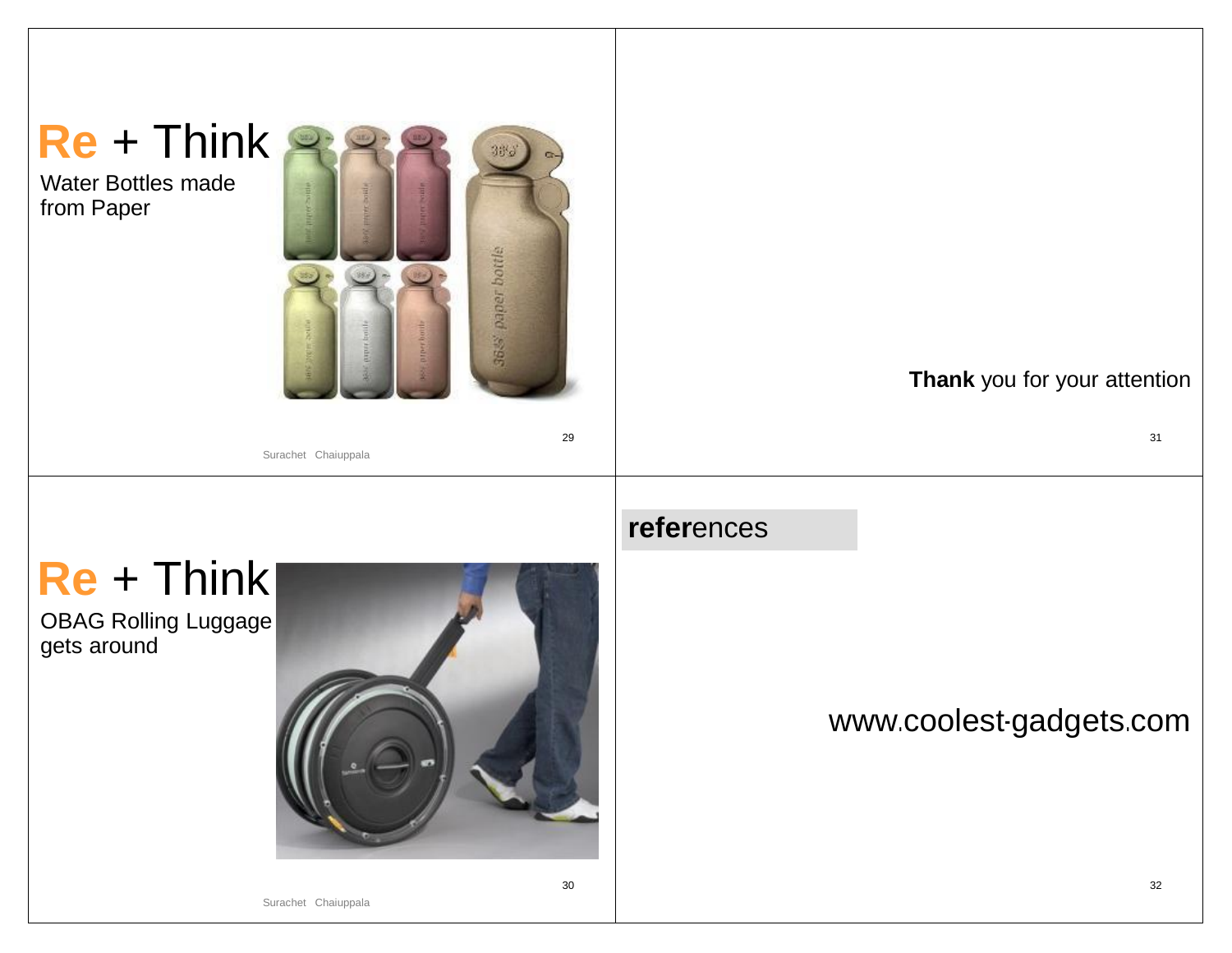# Re + Think

Water Bottles made from Paper

# Re + Think

OBAG Rolling Luggage gets around

**Thank** you for your attention

## **refer**ences

www.coolest-gadgets.com